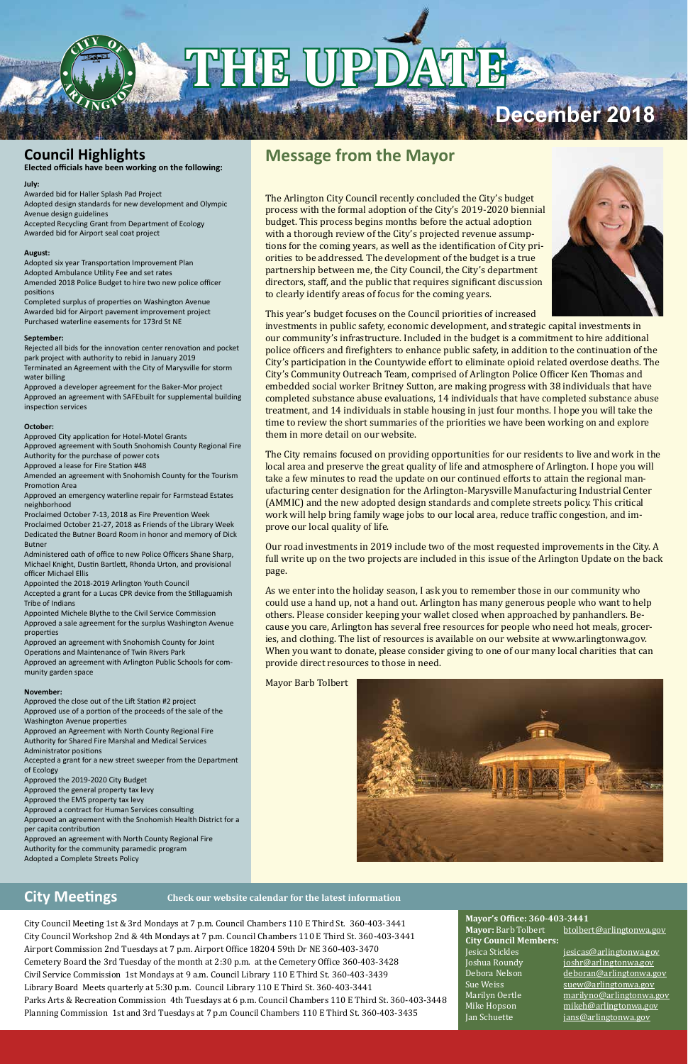# THE UPDATE

December 2018

## Council Highlights

**Elected officials have been working on the following:**

**July:**

Awarded bid for Haller Splash Pad Project
Adopted design standards for new development and Olympic Avenue design guidelines
Accepted Recycling Grant from Department of Ecology
Awarded bid for Airport seal coat project

**August:**

Adopted six year Transportation Improvement Plan
Adopted Ambulance Utility Fee and set rates
Amended 2018 Police Budget to hire two new police officer positions
Completed surplus of properties on Washington Avenue
Awarded bid for Airport pavement improvement project
Purchased waterline easements for 173rd St NE

**September:**

Rejected all bids for the innovation center renovation and pocket park project with authority to rebid in January 2019
Terminated an Agreement with the City of Marysville for storm water billing
Approved a developer agreement for the Baker-Mor project
Approved an agreement with SAFEbuilt for supplemental building inspection services

**October:**

Approved City application for Hotel-Motel Grants
Approved agreement with South Snohomish County Regional Fire Authority for the purchase of power cots
Approved a lease for Fire Station #48
Amended an agreement with Snohomish County for the Tourism Promotion Area
Approved an emergency waterline repair for Farmstead Estates neighborhood
Proclaimed October 7-13, 2018 as Fire Prevention Week
Proclaimed October 21-27, 2018 as Friends of the Library Week
Dedicated the Butner Board Room in honor and memory of Dick Butner
Administered oath of office to new Police Officers Shane Sharp, Michael Knight, Dustin Bartlett, Rhonda Urton, and provisional officer Michael Ellis
Appointed the 2018-2019 Arlington Youth Council
Accepted a grant for a Lucas CPR device from the Stillaguamish Tribe of Indians
Appointed Michele Blythe to the Civil Service Commission
Approved a sale agreement for the surplus Washington Avenue properties
Approved an agreement with Snohomish County for Joint Operations and Maintenance of Twin Rivers Park
Approved an agreement with Arlington Public Schools for community garden space

**November:**

Approved the close out of the Lift Station #2 project
Approved use of a portion of the proceeds of the sale of the Washington Avenue properties
Approved an Agreement with North County Regional Fire Authority for Shared Fire Marshal and Medical Services Administrator positions
Accepted a grant for a new street sweeper from the Department of Ecology
Approved the 2019-2020 City Budget
Approved the general property tax levy
Approved the EMS property tax levy
Approved a contract for Human Services consulting
Approved an agreement with the Snohomish Health District for a per capita contribution
Approved an agreement with North County Regional Fire Authority for the community paramedic program
Adopted a Complete Streets Policy

## Message from the Mayor

The Arlington City Council recently concluded the City's budget process with the formal adoption of the City's 2019-2020 biennial budget. This process begins months before the actual adoption with a thorough review of the City's projected revenue assumptions for the coming years, as well as the identification of City priorities to be addressed. The development of the budget is a true partnership between me, the City Council, the City's department directors, staff, and the public that requires significant discussion to clearly identify areas of focus for the coming years.

This year's budget focuses on the Council priorities of increased investments in public safety, economic development, and strategic capital investments in our community's infrastructure. Included in the budget is a commitment to hire additional police officers and firefighters to enhance public safety, in addition to the continuation of the City's participation in the Countywide effort to eliminate opioid related overdose deaths. The City's Community Outreach Team, comprised of Arlington Police Officer Ken Thomas and embedded social worker Britney Sutton, are making progress with 38 individuals that have completed substance abuse evaluations, 14 individuals that have completed substance abuse treatment, and 14 individuals in stable housing in just four months. I hope you will take the time to review the short summaries of the priorities we have been working on and explore them in more detail on our website.

The City remains focused on providing opportunities for our residents to live and work in the local area and preserve the great quality of life and atmosphere of Arlington. I hope you will take a few minutes to read the update on our continued efforts to attain the regional manufacturing center designation for the Arlington-Marysville Manufacturing Industrial Center (AMMIC) and the new adopted design standards and complete streets policy. This critical work will help bring family wage jobs to our local area, reduce traffic congestion, and improve our local quality of life.

Our road investments in 2019 include two of the most requested improvements in the City. A full write up on the two projects are included in this issue of the Arlington Update on the back page.

As we enter into the holiday season, I ask you to remember those in our community who could use a hand up, not a hand out. Arlington has many generous people who want to help others. Please consider keeping your wallet closed when approached by panhandlers. Because you care, Arlington has several free resources for people who need hot meals, groceries, and clothing. The list of resources is available on our website at www.arlingtonwa.gov. When you want to donate, please consider giving to one of our many local charities that can provide direct resources to those in need.

Mayor Barb Tolbert

## City Meetings

**Check our website calendar for the latest information**

City Council Meeting 1st & 3rd Mondays at 7 p.m. Council Chambers 110 E Third St. 360-403-3441
City Council Workshop 2nd & 4th Mondays at 7 p.m. Council Chambers 110 E Third St. 360-403-3441
Airport Commission 2nd Tuesdays at 7 p.m. Airport Office 18204 59th Dr NE 360-403-3470
Cemetery Board the 3rd Tuesday of the month at 2:30 p.m. at the Cemetery Office 360-403-3428
Civil Service Commission 1st Mondays at 9 a.m. Council Library 110 E Third St. 360-403-3439
Library Board Meets quarterly at 5:30 p.m. Council Library 110 E Third St. 360-403-3441
Parks Arts & Recreation Commission 4th Tuesdays at 6 p.m. Council Chambers 110 E Third St. 360-403-3448
Planning Commission 1st and 3rd Tuesdays at 7 p.m Council Chambers 110 E Third St. 360-403-3435

**Mayor's Office: 360-403-3441**

**Mayor:** Barb Tolbert btolbert@arlingtonwa.gov

**City Council Members:**

| | |
|---|---|
| Jesica Stickles | jesicas@arlingtonwa.gov |
| Joshua Roundy | joshr@arlingtonwa.gov |
| Debora Nelson | deboran@arlingtonwa.gov |
| Sue Weiss | suew@arlingtonwa.gov |
| Marilyn Oertle | marilyno@arlingtonwa.gov |
| Mike Hopson | mikeh@arlingtonwa.gov |
| Jan Schuette | jans@arlingtonwa.gov |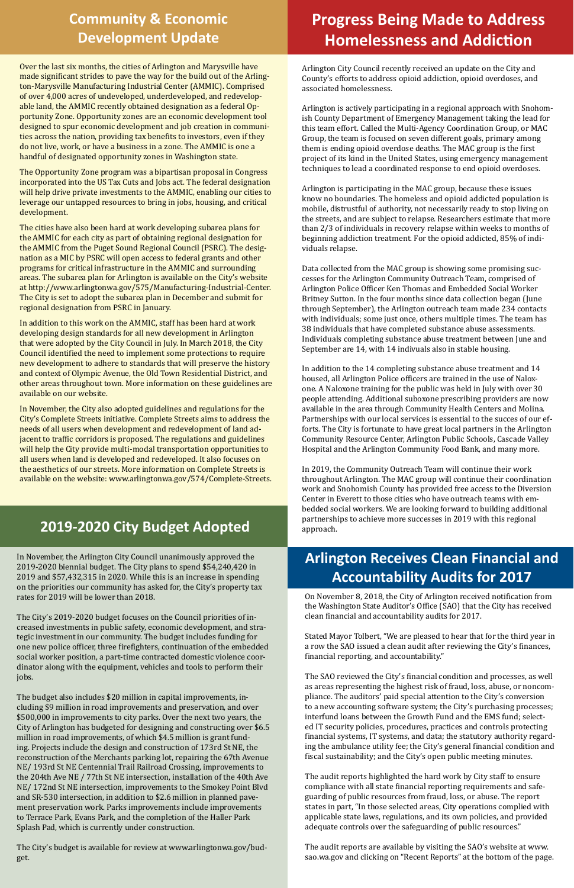## Community & Economic Development Update

Over the last six months, the cities of Arlington and Marysville have made significant strides to pave the way for the build out of the Arlington-Marysville Manufacturing Industrial Center (AMMIC). Comprised of over 4,000 acres of undeveloped, underdeveloped, and redevelopable land, the AMMIC recently obtained designation as a federal Opportunity Zone. Opportunity zones are an economic development tool designed to spur economic development and job creation in communities across the nation, providing tax benefits to investors, even if they do not live, work, or have a business in a zone. The AMMIC is one a handful of designated opportunity zones in Washington state.

The Opportunity Zone program was a bipartisan proposal in Congress incorporated into the US Tax Cuts and Jobs act. The federal designation will help drive private investments to the AMMIC, enabling our cities to leverage our untapped resources to bring in jobs, housing, and critical development.

The cities have also been hard at work developing subarea plans for the AMMIC for each city as part of obtaining regional designation for the AMMIC from the Puget Sound Regional Council (PSRC). The designation as a MIC by PSRC will open access to federal grants and other programs for critical infrastructure in the AMMIC and surrounding areas. The subarea plan for Arlington is available on the City's website at http://www.arlingtonwa.gov/575/Manufacturing-Industrial-Center. The City is set to adopt the subarea plan in December and submit for regional designation from PSRC in January.

In addition to this work on the AMMIC, staff has been hard at work developing design standards for all new development in Arlington that were adopted by the City Council in July. In March 2018, the City Council identified the need to implement some protections to require new development to adhere to standards that will preserve the history and context of Olympic Avenue, the Old Town Residential District, and other areas throughout town. More information on these guidelines are available on our website.

In November, the City also adopted guidelines and regulations for the City's Complete Streets initiative. Complete Streets aims to address the needs of all users when development and redevelopment of land adjacent to traffic corridors is proposed. The regulations and guidelines will help the City provide multi-modal transportation opportunities to all users when land is developed and redeveloped. It also focuses on the aesthetics of our streets. More information on Complete Streets is available on the website: www.arlingtonwa.gov/574/Complete-Streets.

## 2019-2020 City Budget Adopted

In November, the Arlington City Council unanimously approved the 2019-2020 biennial budget. The City plans to spend $54,240,420 in 2019 and $57,432,315 in 2020. While this is an increase in spending on the priorities our community has asked for, the City's property tax rates for 2019 will be lower than 2018.

The City's 2019-2020 budget focuses on the Council priorities of increased investments in public safety, economic development, and strategic investment in our community. The budget includes funding for one new police officer, three firefighters, continuation of the embedded social worker position, a part-time contracted domestic violence coordinator along with the equipment, vehicles and tools to perform their jobs.

The budget also includes $20 million in capital improvements, including $9 million in road improvements and preservation, and over $500,000 in improvements to city parks. Over the next two years, the City of Arlington has budgeted for designing and constructing over $6.5 million in road improvements, of which $4.5 million is grant funding. Projects include the design and construction of 173rd St NE, the reconstruction of the Merchants parking lot, repairing the 67th Avenue NE/ 193rd St NE Centennial Trail Railroad Crossing, improvements to the 204th Ave NE / 77th St NE intersection, installation of the 40th Ave NE/ 172nd St NE intersection, improvements to the Smokey Point Blvd and SR-530 intersection, in addition to $2.6 million in planned pavement preservation work. Parks improvements include improvements to Terrace Park, Evans Park, and the completion of the Haller Park Splash Pad, which is currently under construction.

The City's budget is available for review at www.arlingtonwa.gov/budget.

## Progress Being Made to Address Homelessness and Addiction

Arlington City Council recently received an update on the City and County's efforts to address opioid addiction, opioid overdoses, and associated homelessness.

Arlington is actively participating in a regional approach with Snohomish County Department of Emergency Management taking the lead for this team effort. Called the Multi-Agency Coordination Group, or MAC Group, the team is focused on seven different goals, primary among them is ending opioid overdose deaths. The MAC group is the first project of its kind in the United States, using emergency management techniques to lead a coordinated response to end opioid overdoses.

Arlington is participating in the MAC group, because these issues know no boundaries. The homeless and opioid addicted population is mobile, distrustful of authority, not necessarily ready to stop living on the streets, and are subject to relapse. Researchers estimate that more than 2/3 of individuals in recovery relapse within weeks to months of beginning addiction treatment. For the opioid addicted, 85% of individuals relapse.

Data collected from the MAC group is showing some promising successes for the Arlington Community Outreach Team, comprised of Arlington Police Officer Ken Thomas and Embedded Social Worker Britney Sutton. In the four months since data collection began (June through September), the Arlington outreach team made 234 contacts with individuals; some just once, others multiple times. The team has 38 individuals that have completed substance abuse assessments. Individuals completing substance abuse treatment between June and September are 14, with 14 indivuals also in stable housing.

In addition to the 14 completing substance abuse treatment and 14 housed, all Arlington Police officers are trained in the use of Naloxone. A Naloxone training for the public was held in July with over 30 people attending. Additional suboxone prescribing providers are now available in the area through Community Health Centers and Molina. Partnerships with our local services is essential to the succes of our efforts. The City is fortunate to have great local partners in the Arlington Community Resource Center, Arlington Public Schools, Cascade Valley Hospital and the Arlington Community Food Bank, and many more.

In 2019, the Community Outreach Team will continue their work throughout Arlington. The MAC group will continue their coordination work and Snohomish County has provided free access to the Diversion Center in Everett to those cities who have outreach teams with embedded social workers. We are looking forward to building additional partnerships to achieve more successes in 2019 with this regional approach.

## Arlington Receives Clean Financial and Accountability Audits for 2017

On November 8, 2018, the City of Arlington received notification from the Washington State Auditor's Office (SAO) that the City has received clean financial and accountability audits for 2017.

Stated Mayor Tolbert, "We are pleased to hear that for the third year in a row the SAO issued a clean audit after reviewing the City's finances, financial reporting, and accountability."

The SAO reviewed the City's financial condition and processes, as well as areas representing the highest risk of fraud, loss, abuse, or noncompliance. The auditors' paid special attention to the City's conversion to a new accounting software system; the City's purchasing processes; interfund loans between the Growth Fund and the EMS fund; selected IT security policies, procedures, practices and controls protecting financial systems, IT systems, and data; the statutory authority regarding the ambulance utility fee; the City's general financial condition and fiscal sustainability; and the City's open public meeting minutes.

The audit reports highlighted the hard work by City staff to ensure compliance with all state financial reporting requirements and safeguarding of public resources from fraud, loss, or abuse. The report states in part, "In those selected areas, City operations complied with applicable state laws, regulations, and its own policies, and provided adequate controls over the safeguarding of public resources."

The audit reports are available by visiting the SAO's website at www.sao.wa.gov and clicking on "Recent Reports" at the bottom of the page.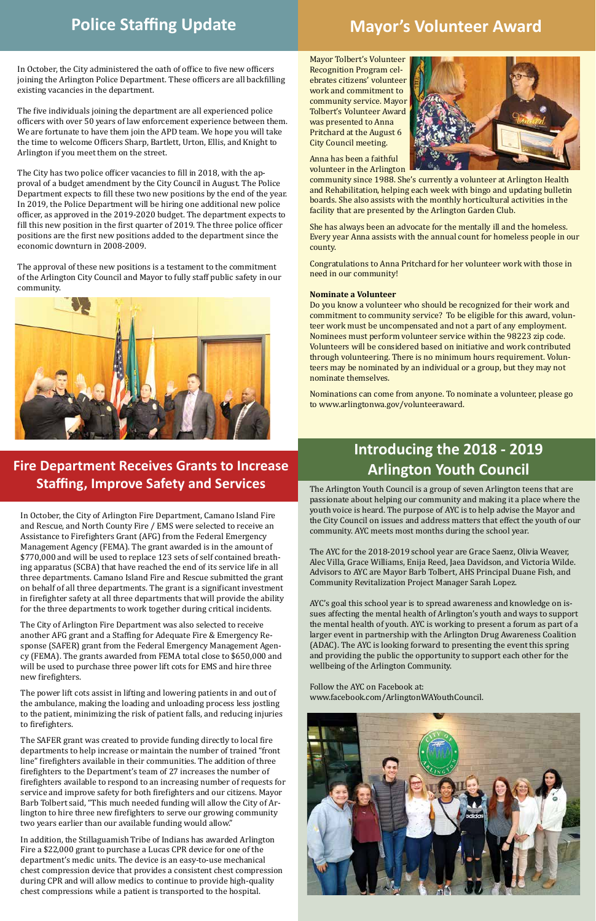## Police Staffing Update

In October, the City administered the oath of office to five new officers joining the Arlington Police Department. These officers are all backfilling existing vacancies in the department.

The five individuals joining the department are all experienced police officers with over 50 years of law enforcement experience between them. We are fortunate to have them join the APD team. We hope you will take the time to welcome Officers Sharp, Bartlett, Urton, Ellis, and Knight to Arlington if you meet them on the street.

The City has two police officer vacancies to fill in 2018, with the approval of a budget amendment by the City Council in August. The Police Department expects to fill these two new positions by the end of the year. In 2019, the Police Department will be hiring one additional new police officer, as approved in the 2019-2020 budget. The department expects to fill this new position in the first quarter of 2019. The three police officer positions are the first new positions added to the department since the economic downturn in 2008-2009.

The approval of these new positions is a testament to the commitment of the Arlington City Council and Mayor to fully staff public safety in our community.

## Fire Department Receives Grants to Increase Staffing, Improve Safety and Services

In October, the City of Arlington Fire Department, Camano Island Fire and Rescue, and North County Fire / EMS were selected to receive an Assistance to Firefighters Grant (AFG) from the Federal Emergency Management Agency (FEMA). The grant awarded is in the amount of $770,000 and will be used to replace 123 sets of self contained breathing apparatus (SCBA) that have reached the end of its service life in all three departments. Camano Island Fire and Rescue submitted the grant on behalf of all three departments. The grant is a significant investment in firefighter safety at all three departments that will provide the ability for the three departments to work together during critical incidents.

The City of Arlington Fire Department was also selected to receive another AFG grant and a Staffing for Adequate Fire & Emergency Response (SAFER) grant from the Federal Emergency Management Agency (FEMA). The grants awarded from FEMA total close to $650,000 and will be used to purchase three power lift cots for EMS and hire three new firefighters.

The power lift cots assist in lifting and lowering patients in and out of the ambulance, making the loading and unloading process less jostling to the patient, minimizing the risk of patient falls, and reducing injuries to firefighters.

The SAFER grant was created to provide funding directly to local fire departments to help increase or maintain the number of trained "front line" firefighters available in their communities. The addition of three firefighters to the Department's team of 27 increases the number of firefighters available to respond to an increasing number of requests for service and improve safety for both firefighters and our citizens. Mayor Barb Tolbert said, "This much needed funding will allow the City of Arlington to hire three new firefighters to serve our growing community two years earlier than our available funding would allow."

In addition, the Stillaguamish Tribe of Indians has awarded Arlington Fire a $22,000 grant to purchase a Lucas CPR device for one of the department's medic units. The device is an easy-to-use mechanical chest compression device that provides a consistent chest compression during CPR and will allow medics to continue to provide high-quality chest compressions while a patient is transported to the hospital.

## Mayor's Volunteer Award

Mayor Tolbert's Volunteer Recognition Program celebrates citizens' volunteer work and commitment to community service. Mayor Tolbert's Volunteer Award was presented to Anna Pritchard at the August 6 City Council meeting.

Anna has been a faithful volunteer in the Arlington community since 1988. She's currently a volunteer at Arlington Health and Rehabilitation, helping each week with bingo and updating bulletin boards. She also assists with the monthly horticultural activities in the facility that are presented by the Arlington Garden Club.

She has always been an advocate for the mentally ill and the homeless. Every year Anna assists with the annual count for homeless people in our county.

Congratulations to Anna Pritchard for her volunteer work with those in need in our community!

**Nominate a Volunteer**

Do you know a volunteer who should be recognized for their work and commitment to community service? To be eligible for this award, volunteer work must be uncompensated and not a part of any employment. Nominees must perform volunteer service within the 98223 zip code. Volunteers will be considered based on initiative and work contributed through volunteering. There is no minimum hours requirement. Volunteers may be nominated by an individual or a group, but they may not nominate themselves.

Nominations can come from anyone. To nominate a volunteer, please go to www.arlingtonwa.gov/volunteeraward.

## Introducing the 2018 - 2019 Arlington Youth Council

The Arlington Youth Council is a group of seven Arlington teens that are passionate about helping our community and making it a place where the youth voice is heard. The purpose of AYC is to help advise the Mayor and the City Council on issues and address matters that effect the youth of our community. AYC meets most months during the school year.

The AYC for the 2018-2019 school year are Grace Saenz, Olivia Weaver, Alec Villa, Grace Williams, Enija Reed, Jaea Davidson, and Victoria Wilde. Advisors to AYC are Mayor Barb Tolbert, AHS Principal Duane Fish, and Community Revitalization Project Manager Sarah Lopez.

AYC's goal this school year is to spread awareness and knowledge on issues affecting the mental health of Arlington's youth and ways to support the mental health of youth. AYC is working to present a forum as part of a larger event in partnership with the Arlington Drug Awareness Coalition (ADAC). The AYC is looking forward to presenting the event this spring and providing the public the opportunity to support each other for the wellbeing of the Arlington Community.

Follow the AYC on Facebook at:
www.facebook.com/ArlingtonWAYouthCouncil.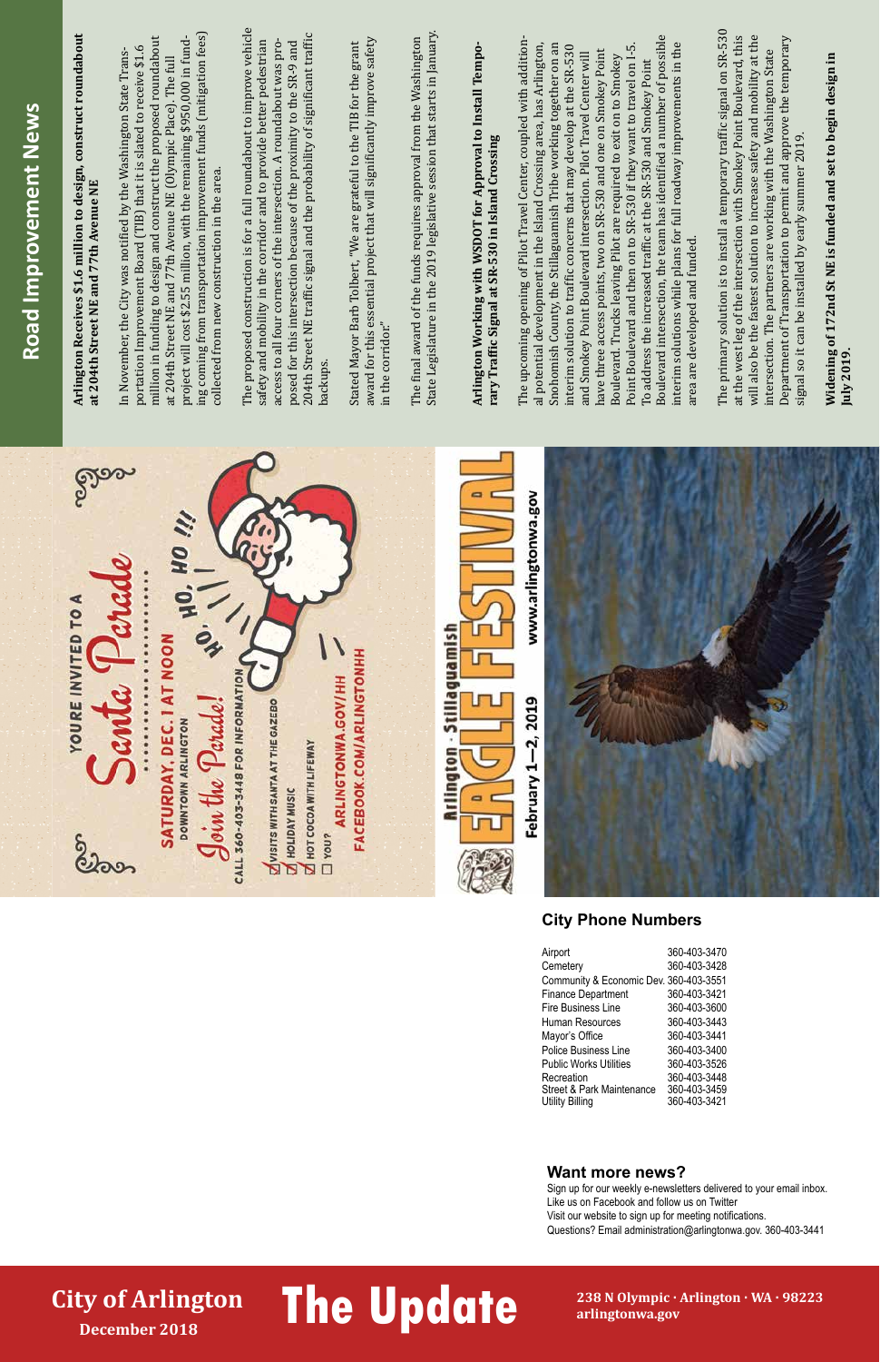# Road Improvement News

**Arlington Receives $1.6 million to design, construct roundabout at 204th Street NE and 77th Avenue NE**

In November, the City was notified by the Washington State Transportation Improvement Board (TIB) that it is slated to receive $1.6 million in funding to design and construct the proposed roundabout at 204th Street NE and 77th Avenue NE (Olympic Place). The full project will cost $2.55 million, with the remaining $950,000 in funding coming from transportation improvement funds (mitigation fees) collected from new construction in the area.

The proposed construction is for a full roundabout to improve vehicle safety and mobility in the corridor and to provide better pedestrian access to all four corners of the intersection. A roundabout was proposed for this intersection because of the proximity to the SR-9 and 204th Street NE traffic signal and the probability of significant traffic backups.

Stated Mayor Barb Tolbert, "We are grateful to the TIB for the grant award for this essential project that will significantly improve safety in the corridor."

The final award of the funds requires approval from the Washington State Legislature in the 2019 legislative session that starts in January.

**Arlington Working with WSDOT for Approval to Install Temporary Traffic Signal at SR-530 in Island Crossing**

The upcoming opening of Pilot Travel Center, coupled with additional potential development in the Island Crossing area, has Arlington, Snohomish County, the Stillaguamish Tribe working together on an interim solution to traffic concerns that may develop at the SR-530 and Smokey Point Boulevard intersection. Pilot Travel Center will have three access points, two on SR-530 and one on Smokey Point Boulevard. Trucks leaving Pilot are required to exit on to Smokey Point Boulevard and then on to SR-530 if they want to travel on I-5. To address the increased traffic at the SR-530 and Smokey Point Boulevard intersection, the team has identified a number of possible interim solutions while plans for full roadway improvements in the area are developed and funded.

The primary solution is to install a temporary traffic signal on SR-530 at the west leg of the intersection with Smokey Point Boulevard, this will also be the fastest solution to increase safety and mobility at the intersection. The partners are working with the Washington State Department of Transportation to permit and approve the temporary signal so it can be installed by early summer 2019.

**Widening of 172nd St NE is funded and set to begin design in July 2019.**

YOURE INVITED TO A

Santa Parade

SATURDAY, DEC. 1 AT NOON
DOWNTOWN ARLINGTON

Join the Parade!

HO, HO, HO !!!

CALL 360-403-3448 FOR INFORMATION

- ☑ VISITS WITH SANTA AT THE GAZEBO
- ☑ HOLIDAY MUSIC
- ☑ HOT COCOA WITH LIFEWAY
- ☐ YOU?

ARLINGTONWA.GOV/HH
FACEBOOK.COM/ARLINGTONHH

Arlington · Stillaguamish
EAGLE FESTIVAL
February 1—2, 2019
www.arlingtonwa.gov

## City Phone Numbers

| | |
|---|---|
| Airport | 360-403-3470 |
| Cemetery | 360-403-3428 |
| Community & Economic Dev. | 360-403-3551 |
| Finance Department | 360-403-3421 |
| Fire Business Line | 360-403-3600 |
| Human Resources | 360-403-3443 |
| Mayor's Office | 360-403-3441 |
| Police Business Line | 360-403-3400 |
| Public Works Utilities | 360-403-3526 |
| Recreation | 360-403-3448 |
| Street & Park Maintenance | 360-403-3459 |
| Utility Billing | 360-403-3421 |

## Want more news?

Sign up for our weekly e-newsletters delivered to your email inbox.
Like us on Facebook and follow us on Twitter
Visit our website to sign up for meeting notifications.
Questions? Email administration@arlingtonwa.gov. 360-403-3441

**City of Arlington**
**December 2018**

# The Update

**238 N Olympic · Arlington · WA · 98223**
**arlingtonwa.gov**